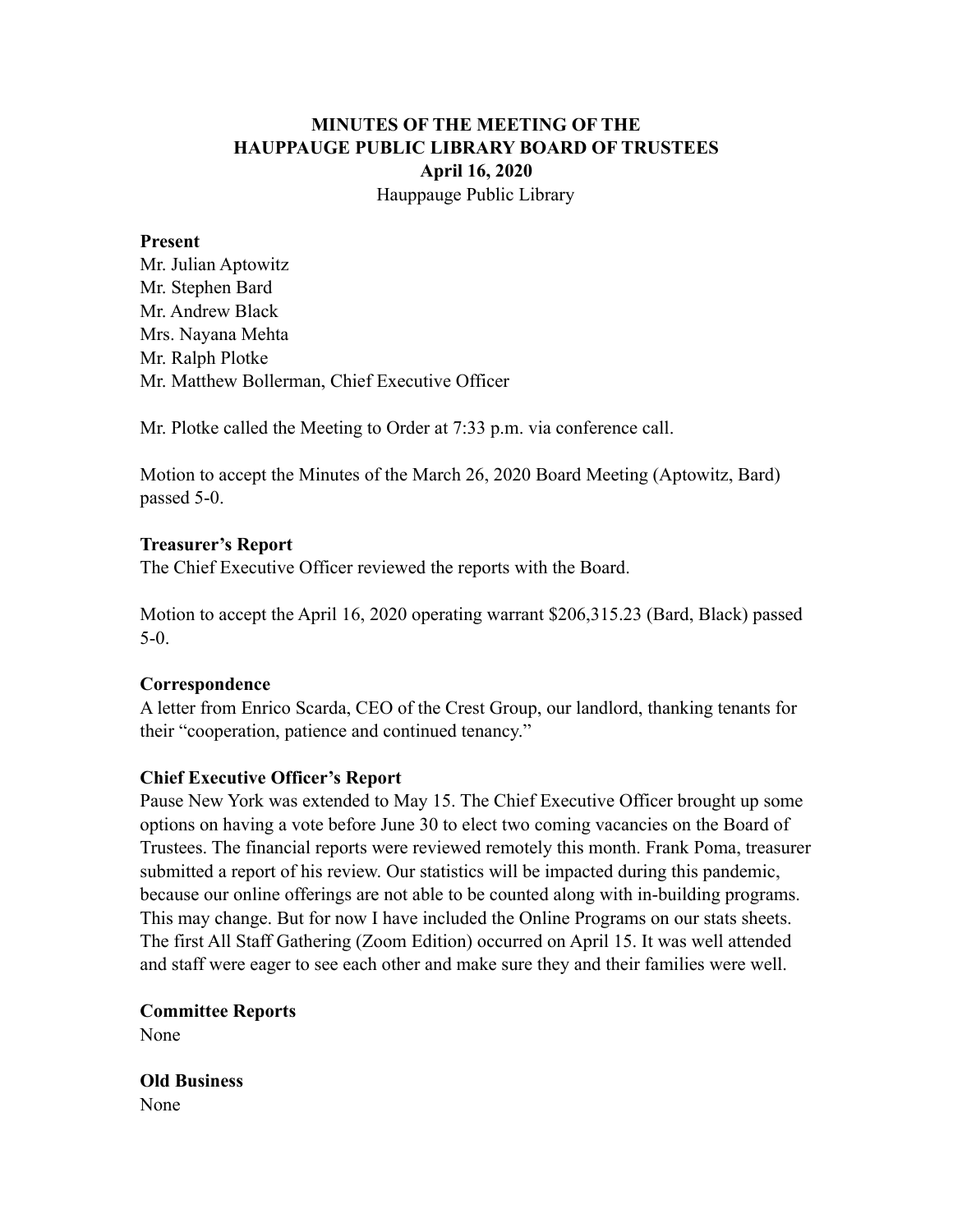# MINUTES OF THE MEETING OF THE HAUPPAUGE PUBLIC LIBRARY BOARD OF TRUSTEES

**April 16, 2020**

Hauppauge Public Library

**Present**

Mr. Julian Aptowitz
Mr. Stephen Bard
Mr. Andrew Black
Mrs. Nayana Mehta
Mr. Ralph Plotke
Mr. Matthew Bollerman, Chief Executive Officer

Mr. Plotke called the Meeting to Order at 7:33 p.m. via conference call.

Motion to accept the Minutes of the March 26, 2020 Board Meeting (Aptowitz, Bard) passed 5-0.

**Treasurer's Report**

The Chief Executive Officer reviewed the reports with the Board.

Motion to accept the April 16, 2020 operating warrant $206,315.23 (Bard, Black) passed 5-0.

**Correspondence**

A letter from Enrico Scarda, CEO of the Crest Group, our landlord, thanking tenants for their "cooperation, patience and continued tenancy."

**Chief Executive Officer's Report**

Pause New York was extended to May 15. The Chief Executive Officer brought up some options on having a vote before June 30 to elect two coming vacancies on the Board of Trustees. The financial reports were reviewed remotely this month. Frank Poma, treasurer submitted a report of his review. Our statistics will be impacted during this pandemic, because our online offerings are not able to be counted along with in-building programs. This may change. But for now I have included the Online Programs on our stats sheets. The first All Staff Gathering (Zoom Edition) occurred on April 15. It was well attended and staff were eager to see each other and make sure they and their families were well.

**Committee Reports**

None

**Old Business**

None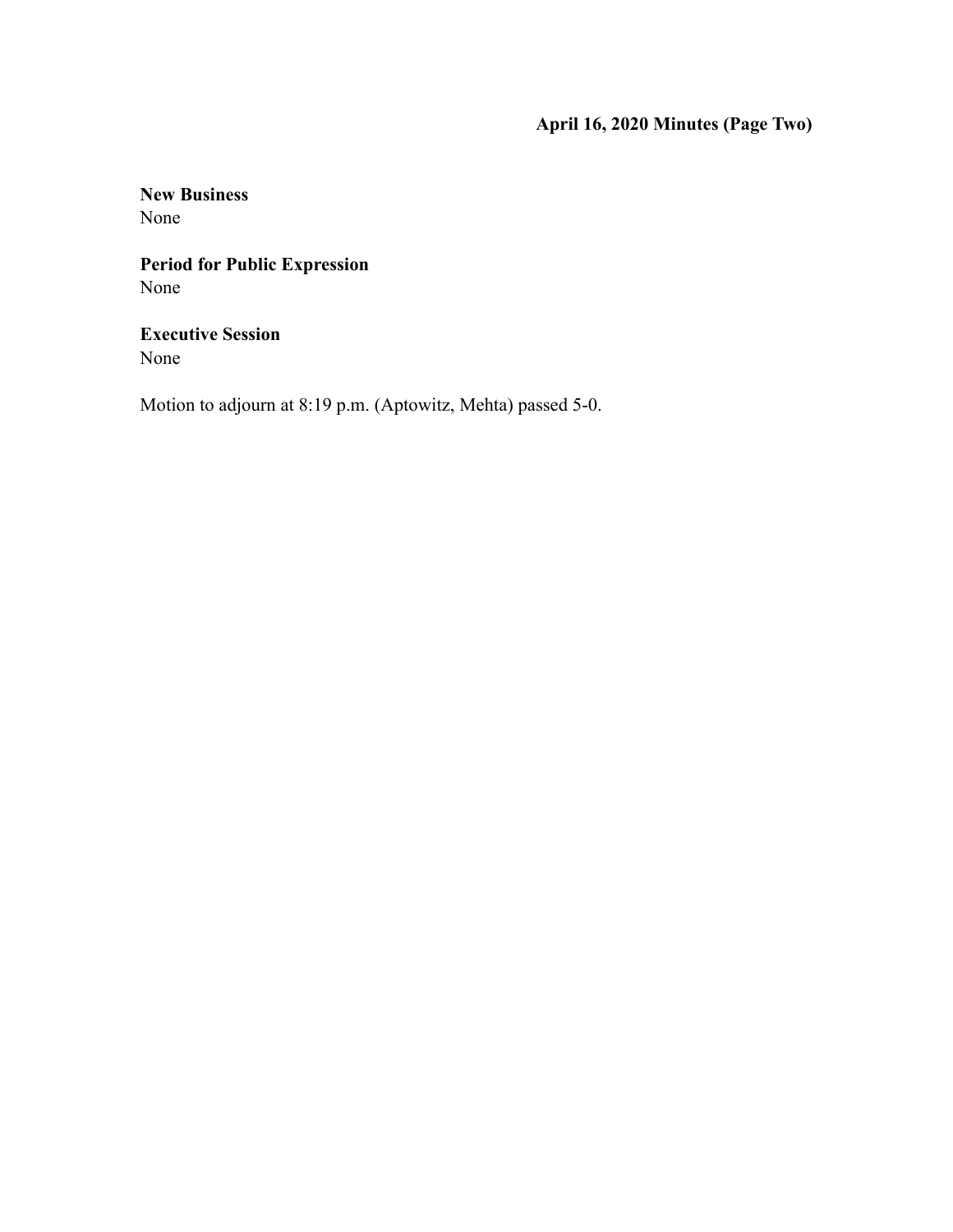**New Business**
None

**Period for Public Expression**
None

**Executive Session**
None

Motion to adjourn at 8:19 p.m. (Aptowitz, Mehta) passed 5-0.